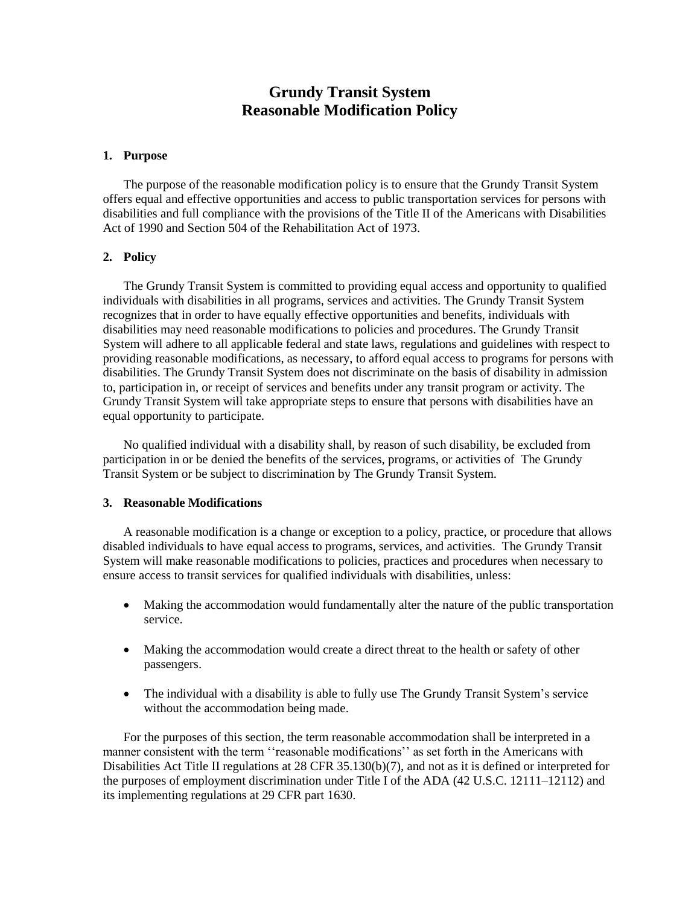# Grundy Transit System
# Reasonable Modification Policy

## 1. Purpose

The purpose of the reasonable modification policy is to ensure that the Grundy Transit System offers equal and effective opportunities and access to public transportation services for persons with disabilities and full compliance with the provisions of the Title II of the Americans with Disabilities Act of 1990 and Section 504 of the Rehabilitation Act of 1973.

## 2. Policy

The Grundy Transit System is committed to providing equal access and opportunity to qualified individuals with disabilities in all programs, services and activities. The Grundy Transit System recognizes that in order to have equally effective opportunities and benefits, individuals with disabilities may need reasonable modifications to policies and procedures. The Grundy Transit System will adhere to all applicable federal and state laws, regulations and guidelines with respect to providing reasonable modifications, as necessary, to afford equal access to programs for persons with disabilities. The Grundy Transit System does not discriminate on the basis of disability in admission to, participation in, or receipt of services and benefits under any transit program or activity. The Grundy Transit System will take appropriate steps to ensure that persons with disabilities have an equal opportunity to participate.

No qualified individual with a disability shall, by reason of such disability, be excluded from participation in or be denied the benefits of the services, programs, or activities of The Grundy Transit System or be subject to discrimination by The Grundy Transit System.

## 3. Reasonable Modifications

A reasonable modification is a change or exception to a policy, practice, or procedure that allows disabled individuals to have equal access to programs, services, and activities. The Grundy Transit System will make reasonable modifications to policies, practices and procedures when necessary to ensure access to transit services for qualified individuals with disabilities, unless:

- Making the accommodation would fundamentally alter the nature of the public transportation service.
- Making the accommodation would create a direct threat to the health or safety of other passengers.
- The individual with a disability is able to fully use The Grundy Transit System's service without the accommodation being made.

For the purposes of this section, the term reasonable accommodation shall be interpreted in a manner consistent with the term ''reasonable modifications'' as set forth in the Americans with Disabilities Act Title II regulations at 28 CFR 35.130(b)(7), and not as it is defined or interpreted for the purposes of employment discrimination under Title I of the ADA (42 U.S.C. 12111–12112) and its implementing regulations at 29 CFR part 1630.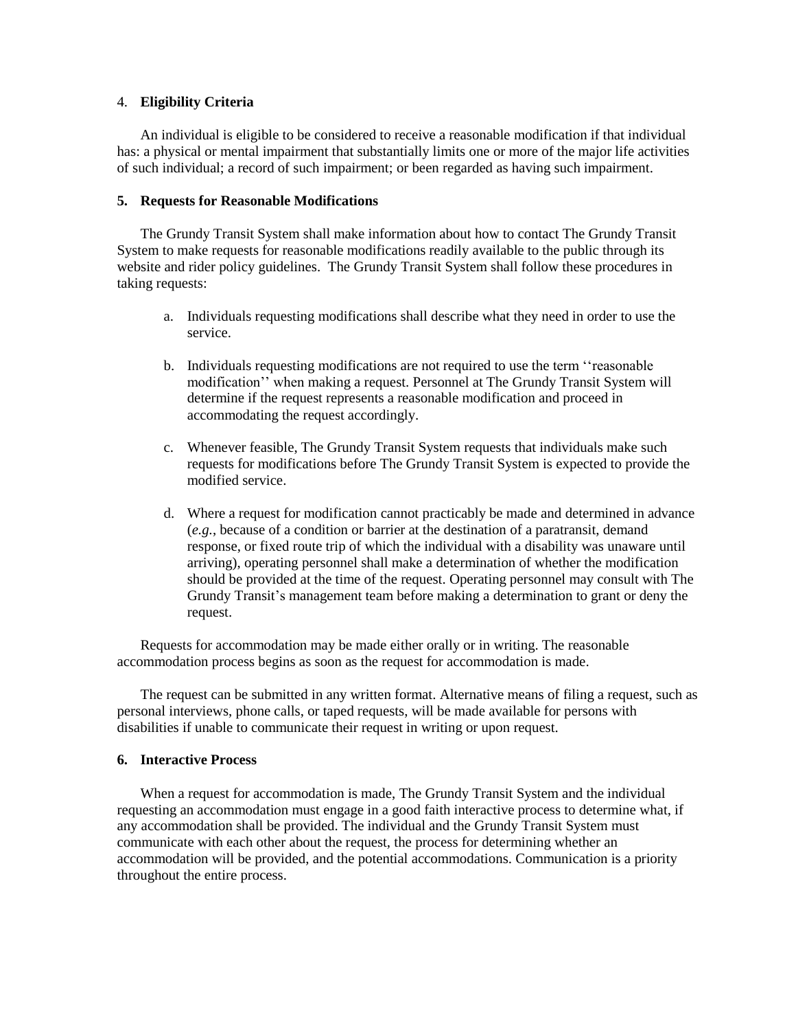4. **Eligibility Criteria**

An individual is eligible to be considered to receive a reasonable modification if that individual has: a physical or mental impairment that substantially limits one or more of the major life activities of such individual; a record of such impairment; or been regarded as having such impairment.

**5. Requests for Reasonable Modifications**

The Grundy Transit System shall make information about how to contact The Grundy Transit System to make requests for reasonable modifications readily available to the public through its website and rider policy guidelines. The Grundy Transit System shall follow these procedures in taking requests:

a. Individuals requesting modifications shall describe what they need in order to use the service.

b. Individuals requesting modifications are not required to use the term ''reasonable modification'' when making a request. Personnel at The Grundy Transit System will determine if the request represents a reasonable modification and proceed in accommodating the request accordingly.

c. Whenever feasible, The Grundy Transit System requests that individuals make such requests for modifications before The Grundy Transit System is expected to provide the modified service.

d. Where a request for modification cannot practicably be made and determined in advance (*e.g.*, because of a condition or barrier at the destination of a paratransit, demand response, or fixed route trip of which the individual with a disability was unaware until arriving), operating personnel shall make a determination of whether the modification should be provided at the time of the request. Operating personnel may consult with The Grundy Transit's management team before making a determination to grant or deny the request.

Requests for accommodation may be made either orally or in writing. The reasonable accommodation process begins as soon as the request for accommodation is made.

The request can be submitted in any written format. Alternative means of filing a request, such as personal interviews, phone calls, or taped requests, will be made available for persons with disabilities if unable to communicate their request in writing or upon request.

**6. Interactive Process**

When a request for accommodation is made, The Grundy Transit System and the individual requesting an accommodation must engage in a good faith interactive process to determine what, if any accommodation shall be provided. The individual and the Grundy Transit System must communicate with each other about the request, the process for determining whether an accommodation will be provided, and the potential accommodations. Communication is a priority throughout the entire process.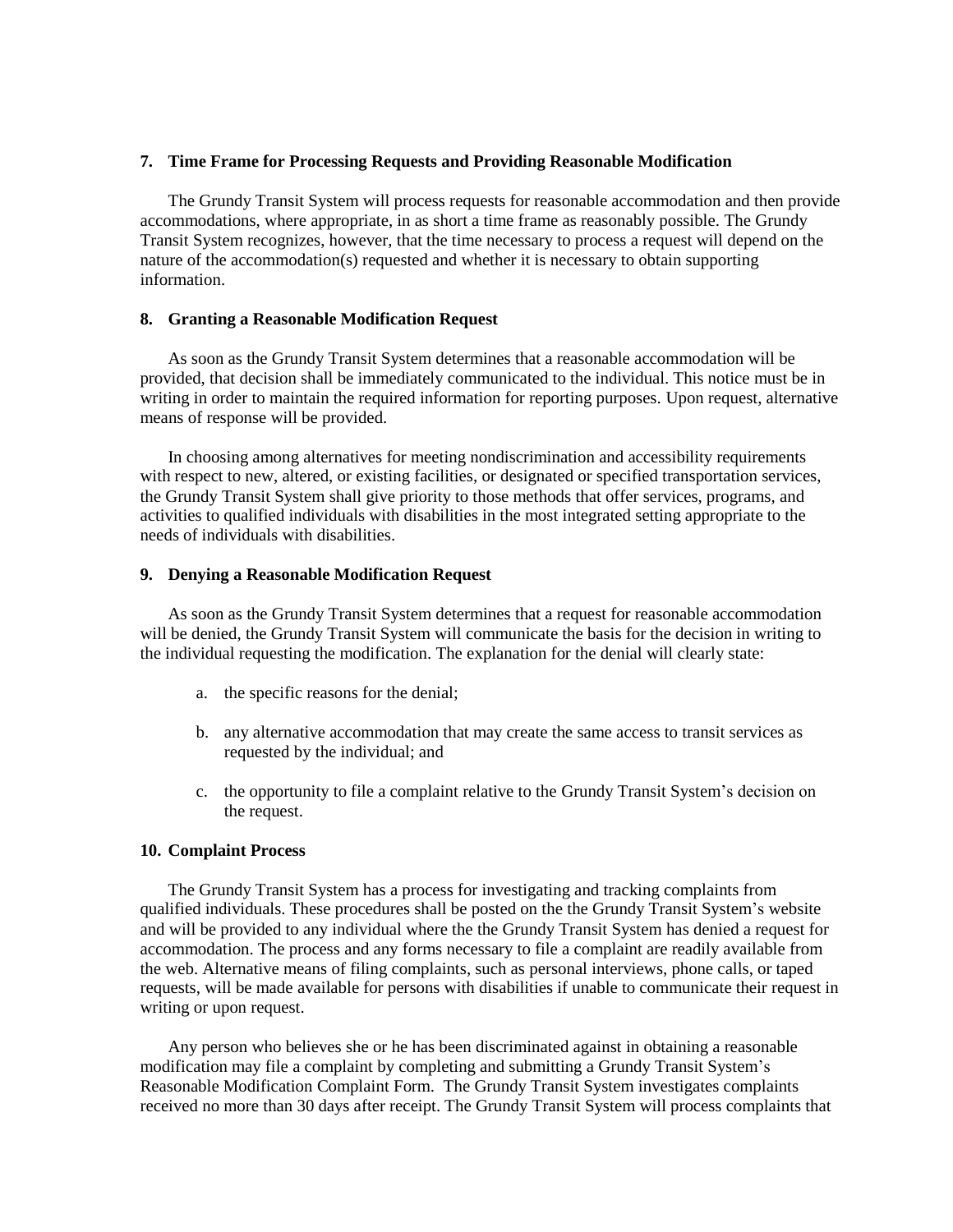### 7. Time Frame for Processing Requests and Providing Reasonable Modification

The Grundy Transit System will process requests for reasonable accommodation and then provide accommodations, where appropriate, in as short a time frame as reasonably possible. The Grundy Transit System recognizes, however, that the time necessary to process a request will depend on the nature of the accommodation(s) requested and whether it is necessary to obtain supporting information.

### 8. Granting a Reasonable Modification Request

As soon as the Grundy Transit System determines that a reasonable accommodation will be provided, that decision shall be immediately communicated to the individual. This notice must be in writing in order to maintain the required information for reporting purposes. Upon request, alternative means of response will be provided.

In choosing among alternatives for meeting nondiscrimination and accessibility requirements with respect to new, altered, or existing facilities, or designated or specified transportation services, the Grundy Transit System shall give priority to those methods that offer services, programs, and activities to qualified individuals with disabilities in the most integrated setting appropriate to the needs of individuals with disabilities.

### 9. Denying a Reasonable Modification Request

As soon as the Grundy Transit System determines that a request for reasonable accommodation will be denied, the Grundy Transit System will communicate the basis for the decision in writing to the individual requesting the modification. The explanation for the denial will clearly state:

a. the specific reasons for the denial;

b. any alternative accommodation that may create the same access to transit services as requested by the individual; and

c. the opportunity to file a complaint relative to the Grundy Transit System's decision on the request.

### 10. Complaint Process

The Grundy Transit System has a process for investigating and tracking complaints from qualified individuals. These procedures shall be posted on the the Grundy Transit System's website and will be provided to any individual where the the Grundy Transit System has denied a request for accommodation. The process and any forms necessary to file a complaint are readily available from the web. Alternative means of filing complaints, such as personal interviews, phone calls, or taped requests, will be made available for persons with disabilities if unable to communicate their request in writing or upon request.

Any person who believes she or he has been discriminated against in obtaining a reasonable modification may file a complaint by completing and submitting a Grundy Transit System's Reasonable Modification Complaint Form. The Grundy Transit System investigates complaints received no more than 30 days after receipt. The Grundy Transit System will process complaints that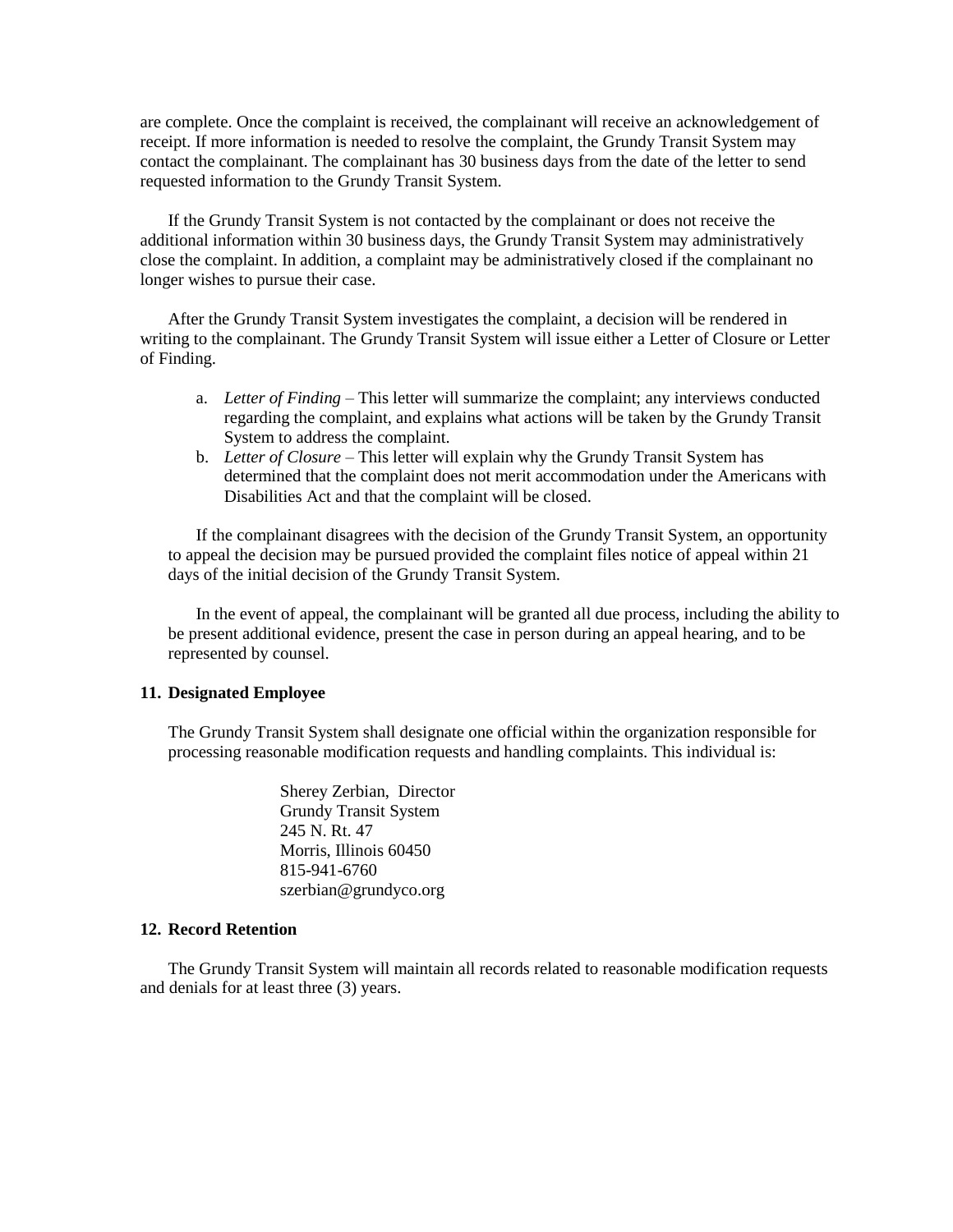are complete. Once the complaint is received, the complainant will receive an acknowledgement of receipt. If more information is needed to resolve the complaint, the Grundy Transit System may contact the complainant. The complainant has 30 business days from the date of the letter to send requested information to the Grundy Transit System.

If the Grundy Transit System is not contacted by the complainant or does not receive the additional information within 30 business days, the Grundy Transit System may administratively close the complaint. In addition, a complaint may be administratively closed if the complainant no longer wishes to pursue their case.

After the Grundy Transit System investigates the complaint, a decision will be rendered in writing to the complainant. The Grundy Transit System will issue either a Letter of Closure or Letter of Finding.

a. *Letter of Finding* – This letter will summarize the complaint; any interviews conducted regarding the complaint, and explains what actions will be taken by the Grundy Transit System to address the complaint.
b. *Letter of Closure* – This letter will explain why the Grundy Transit System has determined that the complaint does not merit accommodation under the Americans with Disabilities Act and that the complaint will be closed.

If the complainant disagrees with the decision of the Grundy Transit System, an opportunity to appeal the decision may be pursued provided the complaint files notice of appeal within 21 days of the initial decision of the Grundy Transit System.

In the event of appeal, the complainant will be granted all due process, including the ability to be present additional evidence, present the case in person during an appeal hearing, and to be represented by counsel.

**11. Designated Employee**

The Grundy Transit System shall designate one official within the organization responsible for processing reasonable modification requests and handling complaints. This individual is:

Sherey Zerbian, Director
Grundy Transit System
245 N. Rt. 47
Morris, Illinois 60450
815-941-6760
szerbian@grundyco.org

**12. Record Retention**

The Grundy Transit System will maintain all records related to reasonable modification requests and denials for at least three (3) years.